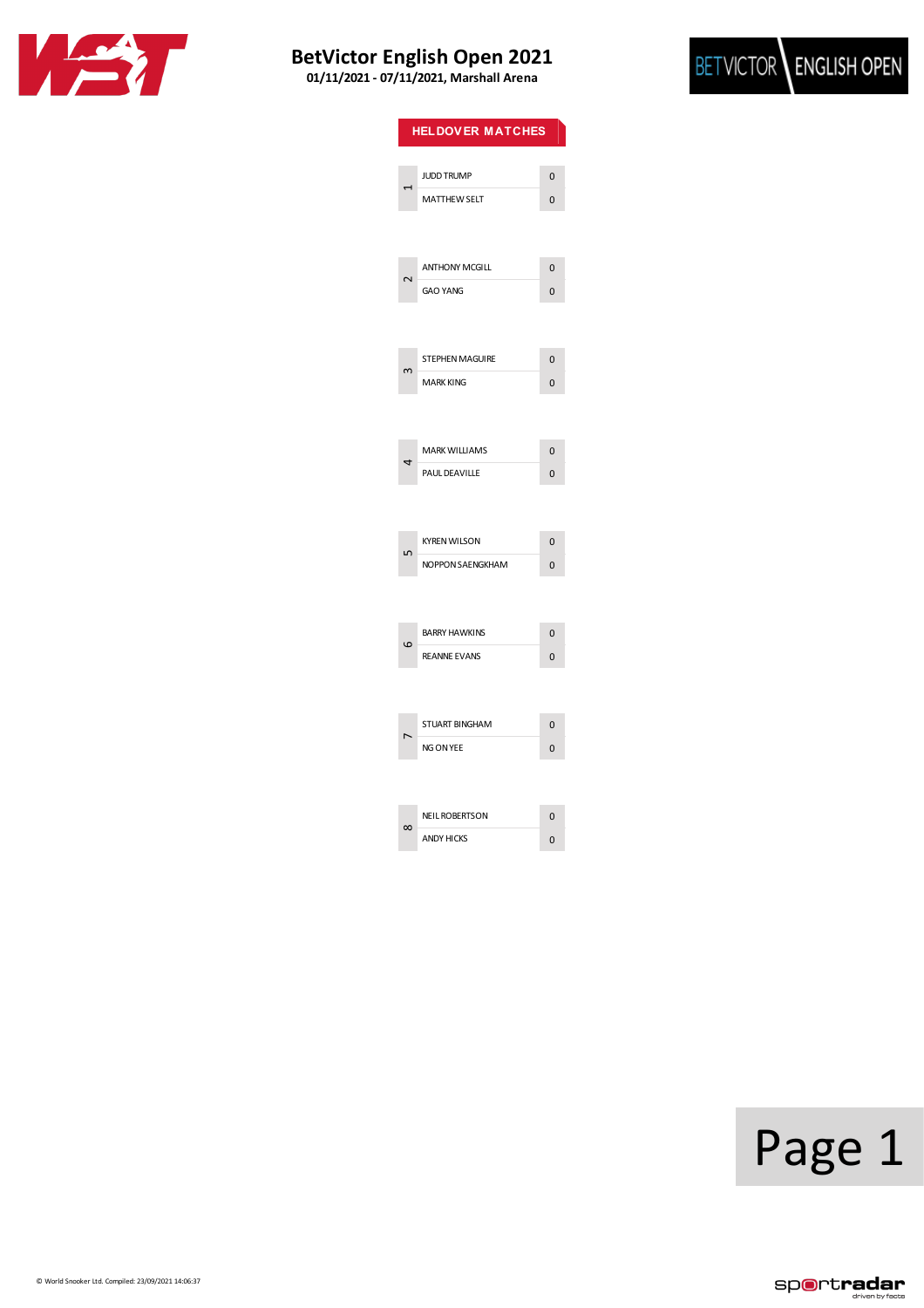# BetVictor English Open 2021

**01/11/2021 - 07/11/2021, Marshall Arena**

## HELDOVER MATCHES

| Match | Player | Score |
|---|---|---|
| 1 | JUDD TRUMP | 0 |
| | MATTHEW SELT | 0 |
| 2 | ANTHONY MCGILL | 0 |
| | GAO YANG | 0 |
| 3 | STEPHEN MAGUIRE | 0 |
| | MARK KING | 0 |
| 4 | MARK WILLIAMS | 0 |
| | PAUL DEAVILLE | 0 |
| 5 | KYREN WILSON | 0 |
| | NOPPON SAENGKHAM | 0 |
| 6 | BARRY HAWKINS | 0 |
| | REANNE EVANS | 0 |
| 7 | STUART BINGHAM | 0 |
| | NG ON YEE | 0 |
| 8 | NEIL ROBERTSON | 0 |
| | ANDY HICKS | 0 |

© World Snooker Ltd. Compiled: 23/09/2021 14:06:37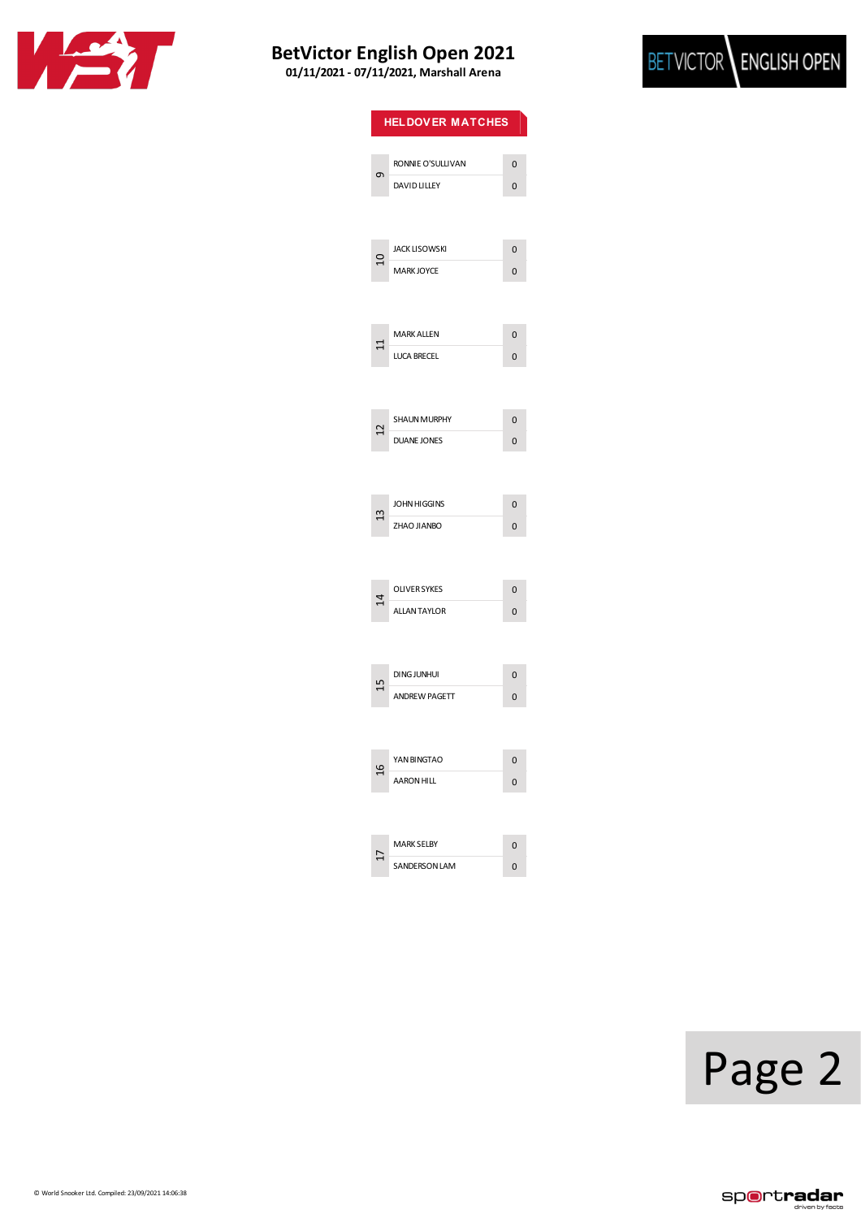# BetVictor English Open 2021

**01/11/2021 - 07/11/2021, Marshall Arena**

## HELDOVER MATCHES

| Match | Player | Score |
|---|---|---|
| 9 | RONNIE O'SULLIVAN | 0 |
| | DAVID LILLEY | 0 |
| 10 | JACK LISOWSKI | 0 |
| | MARK JOYCE | 0 |
| 11 | MARK ALLEN | 0 |
| | LUCA BRECEL | 0 |
| 12 | SHAUN MURPHY | 0 |
| | DUANE JONES | 0 |
| 13 | JOHN HIGGINS | 0 |
| | ZHAO JIANBO | 0 |
| 14 | OLIVER SYKES | 0 |
| | ALLAN TAYLOR | 0 |
| 15 | DING JUNHUI | 0 |
| | ANDREW PAGETT | 0 |
| 16 | YAN BINGTAO | 0 |
| | AARON HILL | 0 |
| 17 | MARK SELBY | 0 |
| | SANDERSON LAM | 0 |

© World Snooker Ltd. Compiled: 23/09/2021 14:06:38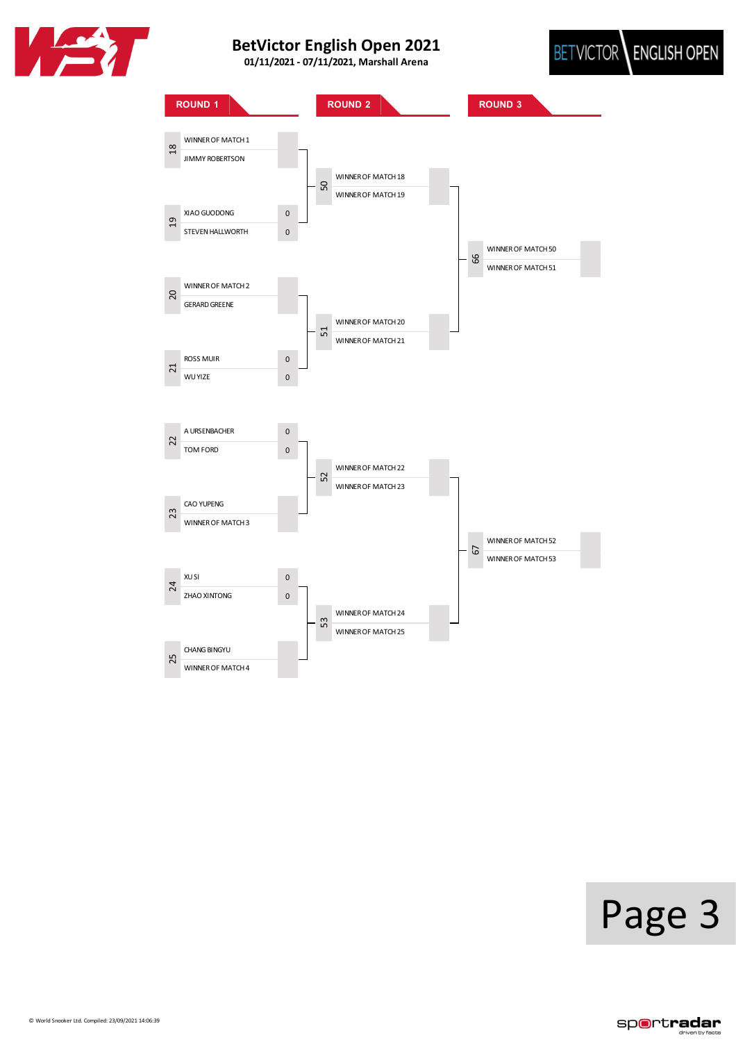# BetVictor English Open 2021

**01/11/2021 - 07/11/2021, Marshall Arena**

## ROUND 1

| Match | Player | Score |
|---|---|---|
| 18 | WINNER OF MATCH 1 | |
| | JIMMY ROBERTSON | |
| 19 | XIAO GUODONG | 0 |
| | STEVEN HALLWORTH | 0 |
| 20 | WINNER OF MATCH 2 | |
| | GERARD GREENE | |
| 21 | ROSS MUIR | 0 |
| | WU YIZE | 0 |
| 22 | A URSENBACHER | 0 |
| | TOM FORD | 0 |
| 23 | CAO YUPENG | |
| | WINNER OF MATCH 3 | |
| 24 | XU SI | 0 |
| | ZHAO XINTONG | 0 |
| 25 | CHANG BINGYU | |
| | WINNER OF MATCH 4 | |

## ROUND 2

| Match | Player | Score |
|---|---|---|
| 50 | WINNER OF MATCH 18 | |
| | WINNER OF MATCH 19 | |
| 51 | WINNER OF MATCH 20 | |
| | WINNER OF MATCH 21 | |
| 52 | WINNER OF MATCH 22 | |
| | WINNER OF MATCH 23 | |
| 53 | WINNER OF MATCH 24 | |
| | WINNER OF MATCH 25 | |

## ROUND 3

| Match | Player | Score |
|---|---|---|
| 66 | WINNER OF MATCH 50 | |
| | WINNER OF MATCH 51 | |
| 67 | WINNER OF MATCH 52 | |
| | WINNER OF MATCH 53 | |

© World Snooker Ltd. Compiled: 23/09/2021 14:06:39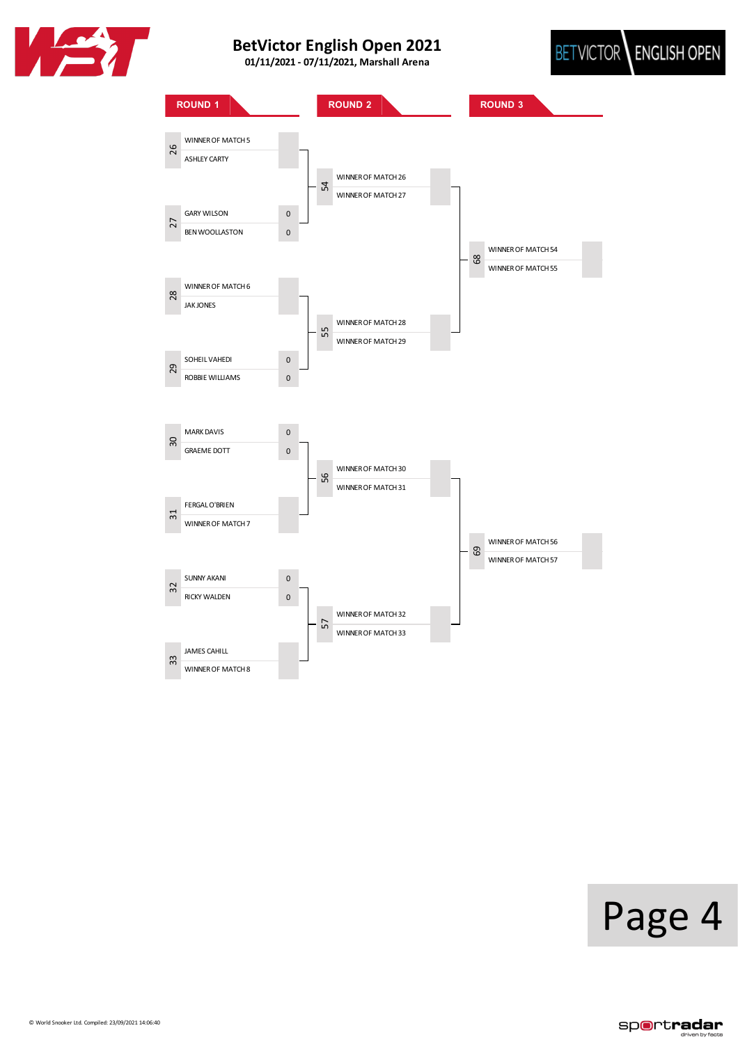# BetVictor English Open 2021

**01/11/2021 - 07/11/2021, Marshall Arena**

BETVICTOR ENGLISH OPEN

## ROUND 1

| Match | Player | Score |
|---|---|---|
| 26 | WINNER OF MATCH 5 | |
| | ASHLEY CARTY | |
| 27 | GARY WILSON | 0 |
| | BEN WOOLLASTON | 0 |
| 28 | WINNER OF MATCH 6 | |
| | JAK JONES | |
| 29 | SOHEIL VAHEDI | 0 |
| | ROBBIE WILLIAMS | 0 |
| 30 | MARK DAVIS | 0 |
| | GRAEME DOTT | 0 |
| 31 | FERGAL O'BRIEN | |
| | WINNER OF MATCH 7 | |
| 32 | SUNNY AKANI | 0 |
| | RICKY WALDEN | 0 |
| 33 | JAMES CAHILL | |
| | WINNER OF MATCH 8 | |

## ROUND 2

| Match | Player | Score |
|---|---|---|
| 54 | WINNER OF MATCH 26 | |
| | WINNER OF MATCH 27 | |
| 55 | WINNER OF MATCH 28 | |
| | WINNER OF MATCH 29 | |
| 56 | WINNER OF MATCH 30 | |
| | WINNER OF MATCH 31 | |
| 57 | WINNER OF MATCH 32 | |
| | WINNER OF MATCH 33 | |

## ROUND 3

| Match | Player | Score |
|---|---|---|
| 68 | WINNER OF MATCH 54 | |
| | WINNER OF MATCH 55 | |
| 69 | WINNER OF MATCH 56 | |
| | WINNER OF MATCH 57 | |

© World Snooker Ltd. Compiled: 23/09/2021 14:06:40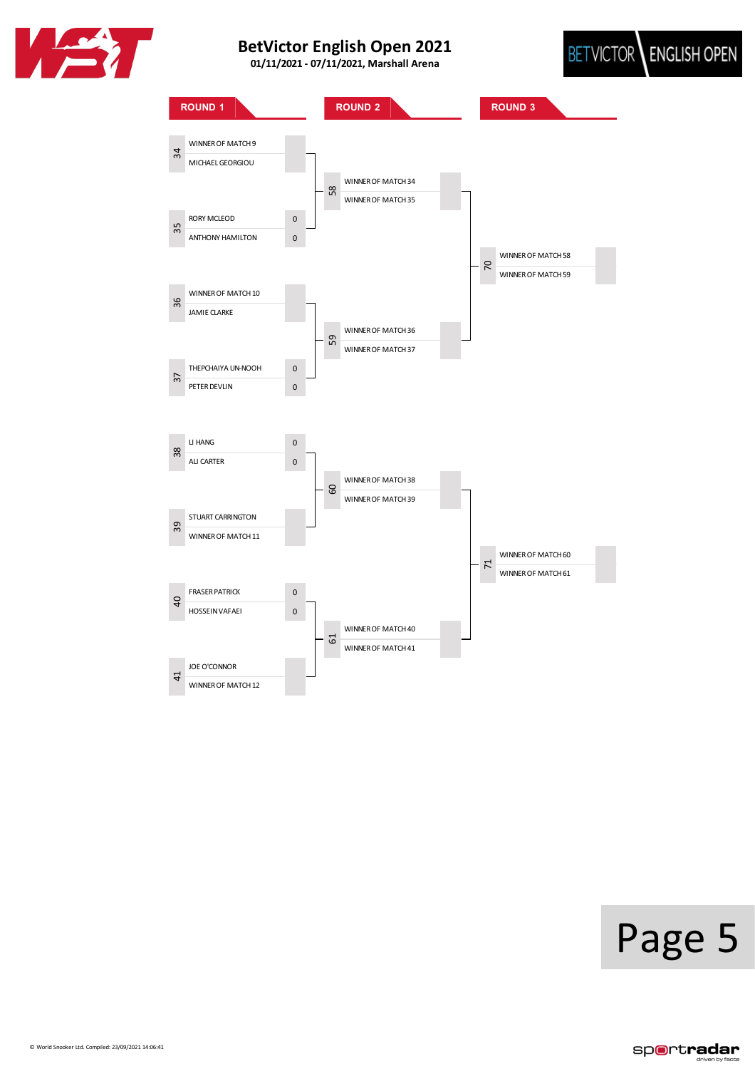# BetVictor English Open 2021

**01/11/2021 - 07/11/2021, Marshall Arena**

## ROUND 1

| Match | Player | Score |
|---|---|---|
| 34 | WINNER OF MATCH 9 | |
| | MICHAEL GEORGIOU | |
| 35 | RORY MCLEOD | 0 |
| | ANTHONY HAMILTON | 0 |
| 36 | WINNER OF MATCH 10 | |
| | JAMIE CLARKE | |
| 37 | THEPCHAIYA UN-NOOH | 0 |
| | PETER DEVLIN | 0 |
| 38 | LI HANG | 0 |
| | ALI CARTER | 0 |
| 39 | STUART CARRINGTON | |
| | WINNER OF MATCH 11 | |
| 40 | FRASER PATRICK | 0 |
| | HOSSEIN VAFAEI | 0 |
| 41 | JOE O'CONNOR | |
| | WINNER OF MATCH 12 | |

## ROUND 2

| Match | Player | Score |
|---|---|---|
| 58 | WINNER OF MATCH 34 | |
| | WINNER OF MATCH 35 | |
| 59 | WINNER OF MATCH 36 | |
| | WINNER OF MATCH 37 | |
| 60 | WINNER OF MATCH 38 | |
| | WINNER OF MATCH 39 | |
| 61 | WINNER OF MATCH 40 | |
| | WINNER OF MATCH 41 | |

## ROUND 3

| Match | Player | Score |
|---|---|---|
| 70 | WINNER OF MATCH 58 | |
| | WINNER OF MATCH 59 | |
| 71 | WINNER OF MATCH 60 | |
| | WINNER OF MATCH 61 | |

© World Snooker Ltd. Compiled: 23/09/2021 14:06:41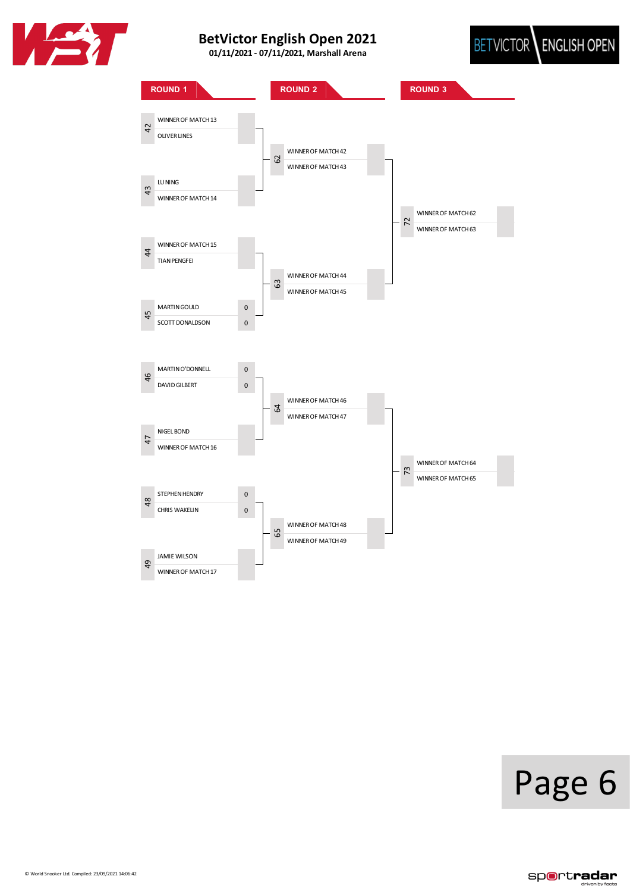# BetVictor English Open 2021

**01/11/2021 - 07/11/2021, Marshall Arena**

## ROUND 1

| Match | Player | Score |
|---|---|---|
| 42 | WINNER OF MATCH 13 | |
| | OLIVER LINES | |
| 43 | LU NING | |
| | WINNER OF MATCH 14 | |
| 44 | WINNER OF MATCH 15 | |
| | TIAN PENGFEI | |
| 45 | MARTIN GOULD | 0 |
| | SCOTT DONALDSON | 0 |
| 46 | MARTIN O'DONNELL | 0 |
| | DAVID GILBERT | 0 |
| 47 | NIGEL BOND | |
| | WINNER OF MATCH 16 | |
| 48 | STEPHEN HENDRY | 0 |
| | CHRIS WAKELIN | 0 |
| 49 | JAMIE WILSON | |
| | WINNER OF MATCH 17 | |

## ROUND 2

| Match | Player | Score |
|---|---|---|
| 62 | WINNER OF MATCH 42 | |
| | WINNER OF MATCH 43 | |
| 63 | WINNER OF MATCH 44 | |
| | WINNER OF MATCH 45 | |
| 64 | WINNER OF MATCH 46 | |
| | WINNER OF MATCH 47 | |
| 65 | WINNER OF MATCH 48 | |
| | WINNER OF MATCH 49 | |

## ROUND 3

| Match | Player | Score |
|---|---|---|
| 72 | WINNER OF MATCH 62 | |
| | WINNER OF MATCH 63 | |
| 73 | WINNER OF MATCH 64 | |
| | WINNER OF MATCH 65 | |

© World Snooker Ltd. Compiled: 23/09/2021 14:06:42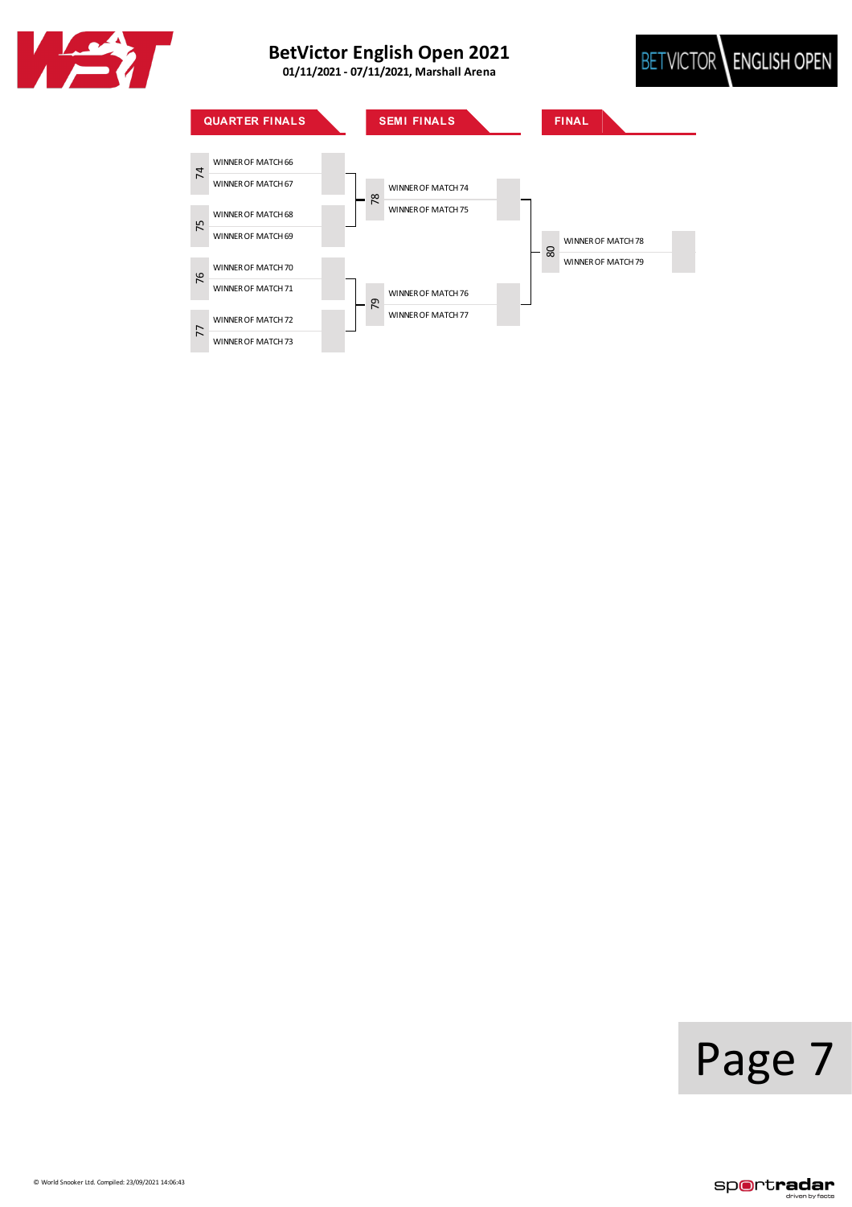# BetVictor English Open 2021

**01/11/2021 - 07/11/2021, Marshall Arena**

BETVICTOR ENGLISH OPEN

## QUARTER FINALS

| Match | Player | Score |
|---|---|---|
| 74 | WINNER OF MATCH 66 | |
| | WINNER OF MATCH 67 | |
| 75 | WINNER OF MATCH 68 | |
| | WINNER OF MATCH 69 | |
| 76 | WINNER OF MATCH 70 | |
| | WINNER OF MATCH 71 | |
| 77 | WINNER OF MATCH 72 | |
| | WINNER OF MATCH 73 | |

## SEMI FINALS

| Match | Player | Score |
|---|---|---|
| 78 | WINNER OF MATCH 74 | |
| | WINNER OF MATCH 75 | |
| 79 | WINNER OF MATCH 76 | |
| | WINNER OF MATCH 77 | |

## FINAL

| Match | Player | Score |
|---|---|---|
| 80 | WINNER OF MATCH 78 | |
| | WINNER OF MATCH 79 | |

© World Snooker Ltd. Compiled: 23/09/2021 14:06:43

sportradar driven by facts